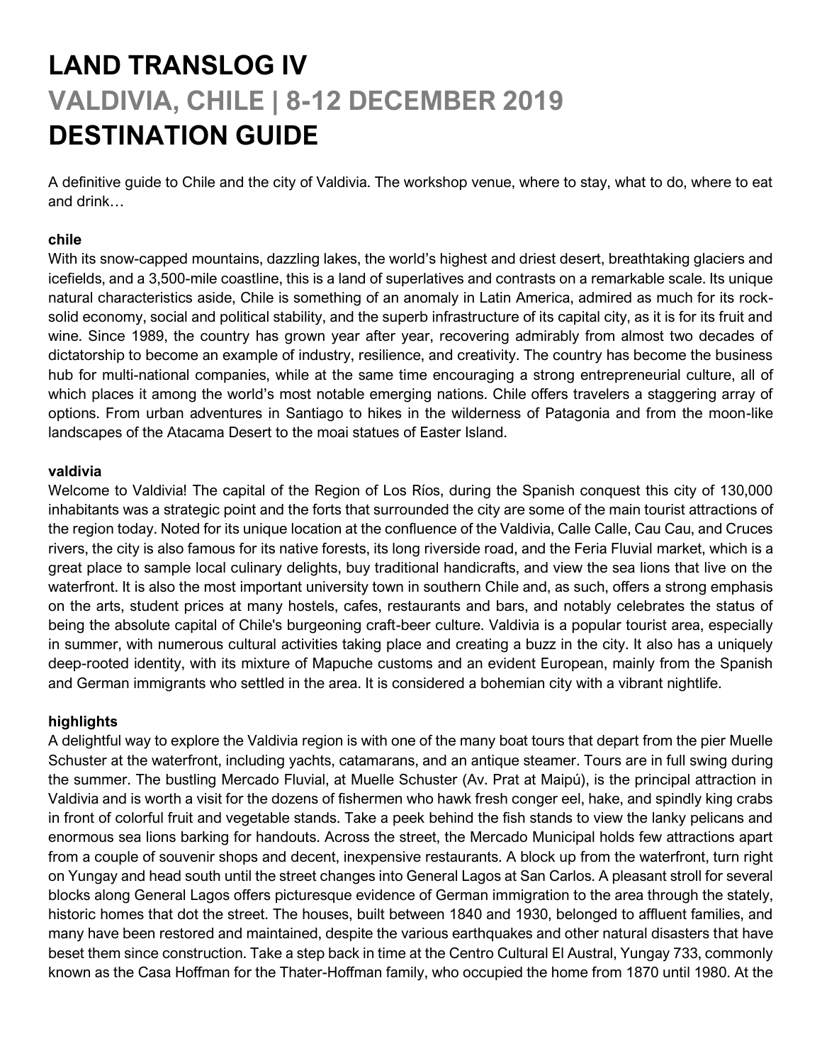# LAND TRANSLOG IV
## VALDIVIA, CHILE | 8-12 DECEMBER 2019
# DESTINATION GUIDE

A definitive guide to Chile and the city of Valdivia. The workshop venue, where to stay, what to do, where to eat and drink…

### chile

With its snow-capped mountains, dazzling lakes, the world's highest and driest desert, breathtaking glaciers and icefields, and a 3,500-mile coastline, this is a land of superlatives and contrasts on a remarkable scale. Its unique natural characteristics aside, Chile is something of an anomaly in Latin America, admired as much for its rock-solid economy, social and political stability, and the superb infrastructure of its capital city, as it is for its fruit and wine. Since 1989, the country has grown year after year, recovering admirably from almost two decades of dictatorship to become an example of industry, resilience, and creativity. The country has become the business hub for multi-national companies, while at the same time encouraging a strong entrepreneurial culture, all of which places it among the world's most notable emerging nations. Chile offers travelers a staggering array of options. From urban adventures in Santiago to hikes in the wilderness of Patagonia and from the moon-like landscapes of the Atacama Desert to the moai statues of Easter Island.

### valdivia

Welcome to Valdivia! The capital of the Region of Los Ríos, during the Spanish conquest this city of 130,000 inhabitants was a strategic point and the forts that surrounded the city are some of the main tourist attractions of the region today. Noted for its unique location at the confluence of the Valdivia, Calle Calle, Cau Cau, and Cruces rivers, the city is also famous for its native forests, its long riverside road, and the Feria Fluvial market, which is a great place to sample local culinary delights, buy traditional handicrafts, and view the sea lions that live on the waterfront. It is also the most important university town in southern Chile and, as such, offers a strong emphasis on the arts, student prices at many hostels, cafes, restaurants and bars, and notably celebrates the status of being the absolute capital of Chile's burgeoning craft-beer culture. Valdivia is a popular tourist area, especially in summer, with numerous cultural activities taking place and creating a buzz in the city. It also has a uniquely deep-rooted identity, with its mixture of Mapuche customs and an evident European, mainly from the Spanish and German immigrants who settled in the area. It is considered a bohemian city with a vibrant nightlife.

### highlights

A delightful way to explore the Valdivia region is with one of the many boat tours that depart from the pier Muelle Schuster at the waterfront, including yachts, catamarans, and an antique steamer. Tours are in full swing during the summer. The bustling Mercado Fluvial, at Muelle Schuster (Av. Prat at Maipú), is the principal attraction in Valdivia and is worth a visit for the dozens of fishermen who hawk fresh conger eel, hake, and spindly king crabs in front of colorful fruit and vegetable stands. Take a peek behind the fish stands to view the lanky pelicans and enormous sea lions barking for handouts. Across the street, the Mercado Municipal holds few attractions apart from a couple of souvenir shops and decent, inexpensive restaurants. A block up from the waterfront, turn right on Yungay and head south until the street changes into General Lagos at San Carlos. A pleasant stroll for several blocks along General Lagos offers picturesque evidence of German immigration to the area through the stately, historic homes that dot the street. The houses, built between 1840 and 1930, belonged to affluent families, and many have been restored and maintained, despite the various earthquakes and other natural disasters that have beset them since construction. Take a step back in time at the Centro Cultural El Austral, Yungay 733, commonly known as the Casa Hoffman for the Thater-Hoffman family, who occupied the home from 1870 until 1980. At the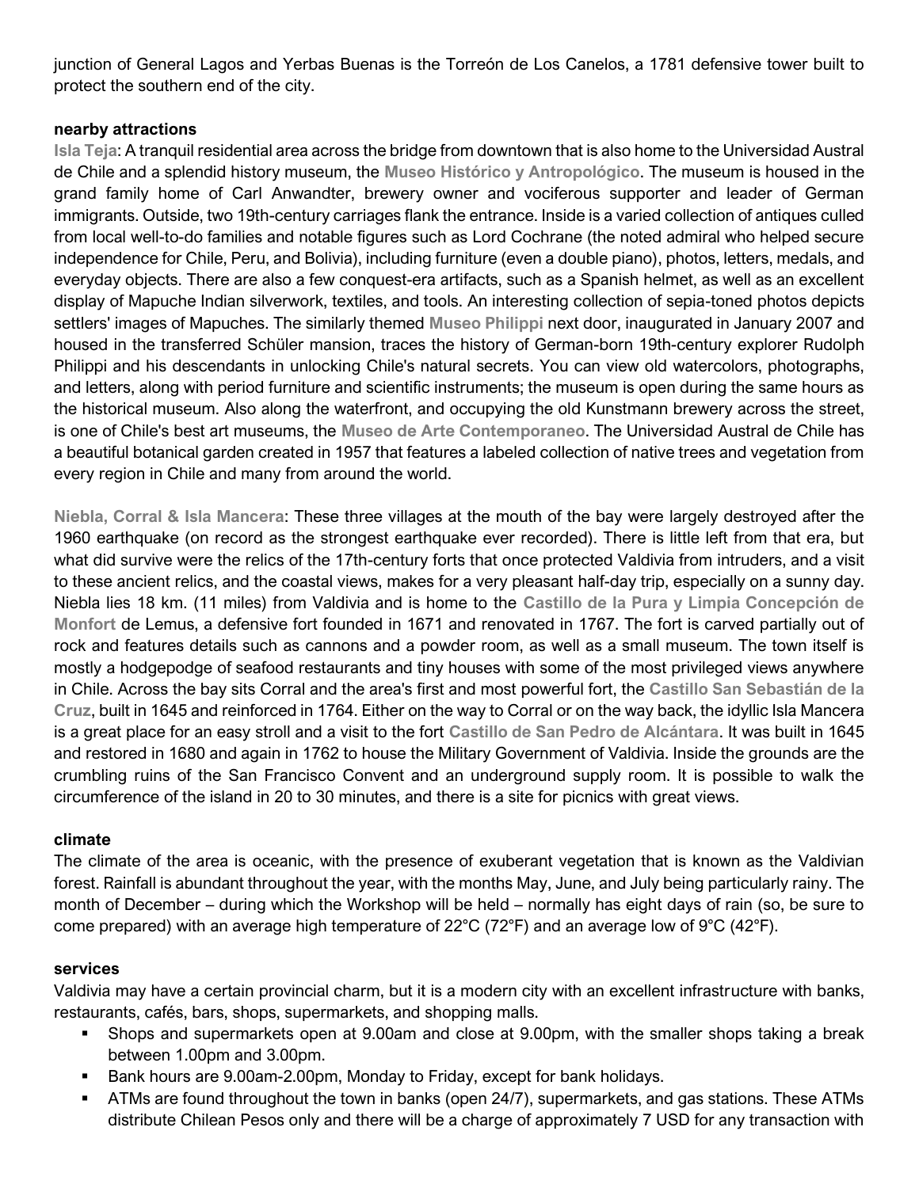junction of General Lagos and Yerbas Buenas is the Torreón de Los Canelos, a 1781 defensive tower built to protect the southern end of the city.

## nearby attractions

**Isla Teja**: A tranquil residential area across the bridge from downtown that is also home to the Universidad Austral de Chile and a splendid history museum, the **Museo Histórico y Antropológico**. The museum is housed in the grand family home of Carl Anwandter, brewery owner and vociferous supporter and leader of German immigrants. Outside, two 19th-century carriages flank the entrance. Inside is a varied collection of antiques culled from local well-to-do families and notable figures such as Lord Cochrane (the noted admiral who helped secure independence for Chile, Peru, and Bolivia), including furniture (even a double piano), photos, letters, medals, and everyday objects. There are also a few conquest-era artifacts, such as a Spanish helmet, as well as an excellent display of Mapuche Indian silverwork, textiles, and tools. An interesting collection of sepia-toned photos depicts settlers' images of Mapuches. The similarly themed **Museo Philippi** next door, inaugurated in January 2007 and housed in the transferred Schüler mansion, traces the history of German-born 19th-century explorer Rudolph Philippi and his descendants in unlocking Chile's natural secrets. You can view old watercolors, photographs, and letters, along with period furniture and scientific instruments; the museum is open during the same hours as the historical museum. Also along the waterfront, and occupying the old Kunstmann brewery across the street, is one of Chile's best art museums, the **Museo de Arte Contemporaneo**. The Universidad Austral de Chile has a beautiful botanical garden created in 1957 that features a labeled collection of native trees and vegetation from every region in Chile and many from around the world.

**Niebla, Corral & Isla Mancera**: These three villages at the mouth of the bay were largely destroyed after the 1960 earthquake (on record as the strongest earthquake ever recorded). There is little left from that era, but what did survive were the relics of the 17th-century forts that once protected Valdivia from intruders, and a visit to these ancient relics, and the coastal views, makes for a very pleasant half-day trip, especially on a sunny day. Niebla lies 18 km. (11 miles) from Valdivia and is home to the **Castillo de la Pura y Limpia Concepción de Monfort** de Lemus, a defensive fort founded in 1671 and renovated in 1767. The fort is carved partially out of rock and features details such as cannons and a powder room, as well as a small museum. The town itself is mostly a hodgepodge of seafood restaurants and tiny houses with some of the most privileged views anywhere in Chile. Across the bay sits Corral and the area's first and most powerful fort, the **Castillo San Sebastián de la Cruz**, built in 1645 and reinforced in 1764. Either on the way to Corral or on the way back, the idyllic Isla Mancera is a great place for an easy stroll and a visit to the fort **Castillo de San Pedro de Alcántara**. It was built in 1645 and restored in 1680 and again in 1762 to house the Military Government of Valdivia. Inside the grounds are the crumbling ruins of the San Francisco Convent and an underground supply room. It is possible to walk the circumference of the island in 20 to 30 minutes, and there is a site for picnics with great views.

## climate

The climate of the area is oceanic, with the presence of exuberant vegetation that is known as the Valdivian forest. Rainfall is abundant throughout the year, with the months May, June, and July being particularly rainy. The month of December – during which the Workshop will be held – normally has eight days of rain (so, be sure to come prepared) with an average high temperature of 22°C (72°F) and an average low of 9°C (42°F).

## services

Valdivia may have a certain provincial charm, but it is a modern city with an excellent infrastructure with banks, restaurants, cafés, bars, shops, supermarkets, and shopping malls.

- Shops and supermarkets open at 9.00am and close at 9.00pm, with the smaller shops taking a break between 1.00pm and 3.00pm.
- Bank hours are 9.00am-2.00pm, Monday to Friday, except for bank holidays.
- ATMs are found throughout the town in banks (open 24/7), supermarkets, and gas stations. These ATMs distribute Chilean Pesos only and there will be a charge of approximately 7 USD for any transaction with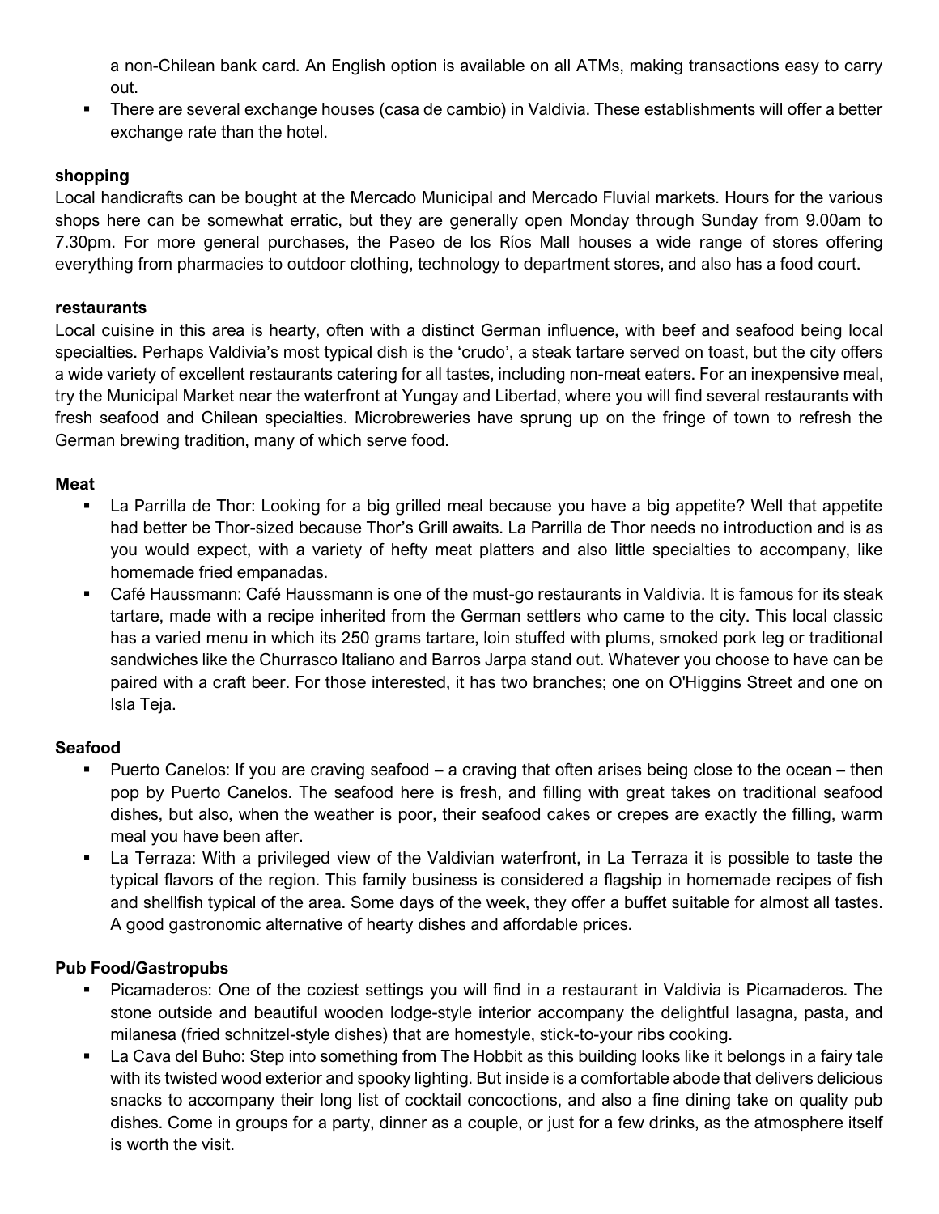- a non-Chilean bank card. An English option is available on all ATMs, making transactions easy to carry out.
- There are several exchange houses (casa de cambio) in Valdivia. These establishments will offer a better exchange rate than the hotel.

**shopping**

Local handicrafts can be bought at the Mercado Municipal and Mercado Fluvial markets. Hours for the various shops here can be somewhat erratic, but they are generally open Monday through Sunday from 9.00am to 7.30pm. For more general purchases, the Paseo de los Ríos Mall houses a wide range of stores offering everything from pharmacies to outdoor clothing, technology to department stores, and also has a food court.

**restaurants**

Local cuisine in this area is hearty, often with a distinct German influence, with beef and seafood being local specialties. Perhaps Valdivia's most typical dish is the 'crudo', a steak tartare served on toast, but the city offers a wide variety of excellent restaurants catering for all tastes, including non-meat eaters. For an inexpensive meal, try the Municipal Market near the waterfront at Yungay and Libertad, where you will find several restaurants with fresh seafood and Chilean specialties. Microbreweries have sprung up on the fringe of town to refresh the German brewing tradition, many of which serve food.

**Meat**

- La Parrilla de Thor: Looking for a big grilled meal because you have a big appetite? Well that appetite had better be Thor-sized because Thor's Grill awaits. La Parrilla de Thor needs no introduction and is as you would expect, with a variety of hefty meat platters and also little specialties to accompany, like homemade fried empanadas.
- Café Haussmann: Café Haussmann is one of the must-go restaurants in Valdivia. It is famous for its steak tartare, made with a recipe inherited from the German settlers who came to the city. This local classic has a varied menu in which its 250 grams tartare, loin stuffed with plums, smoked pork leg or traditional sandwiches like the Churrasco Italiano and Barros Jarpa stand out. Whatever you choose to have can be paired with a craft beer. For those interested, it has two branches; one on O'Higgins Street and one on Isla Teja.

**Seafood**

- Puerto Canelos: If you are craving seafood – a craving that often arises being close to the ocean – then pop by Puerto Canelos. The seafood here is fresh, and filling with great takes on traditional seafood dishes, but also, when the weather is poor, their seafood cakes or crepes are exactly the filling, warm meal you have been after.
- La Terraza: With a privileged view of the Valdivian waterfront, in La Terraza it is possible to taste the typical flavors of the region. This family business is considered a flagship in homemade recipes of fish and shellfish typical of the area. Some days of the week, they offer a buffet suitable for almost all tastes. A good gastronomic alternative of hearty dishes and affordable prices.

**Pub Food/Gastropubs**

- Picamaderos: One of the coziest settings you will find in a restaurant in Valdivia is Picamaderos. The stone outside and beautiful wooden lodge-style interior accompany the delightful lasagna, pasta, and milanesa (fried schnitzel-style dishes) that are homestyle, stick-to-your ribs cooking.
- La Cava del Buho: Step into something from The Hobbit as this building looks like it belongs in a fairy tale with its twisted wood exterior and spooky lighting. But inside is a comfortable abode that delivers delicious snacks to accompany their long list of cocktail concoctions, and also a fine dining take on quality pub dishes. Come in groups for a party, dinner as a couple, or just for a few drinks, as the atmosphere itself is worth the visit.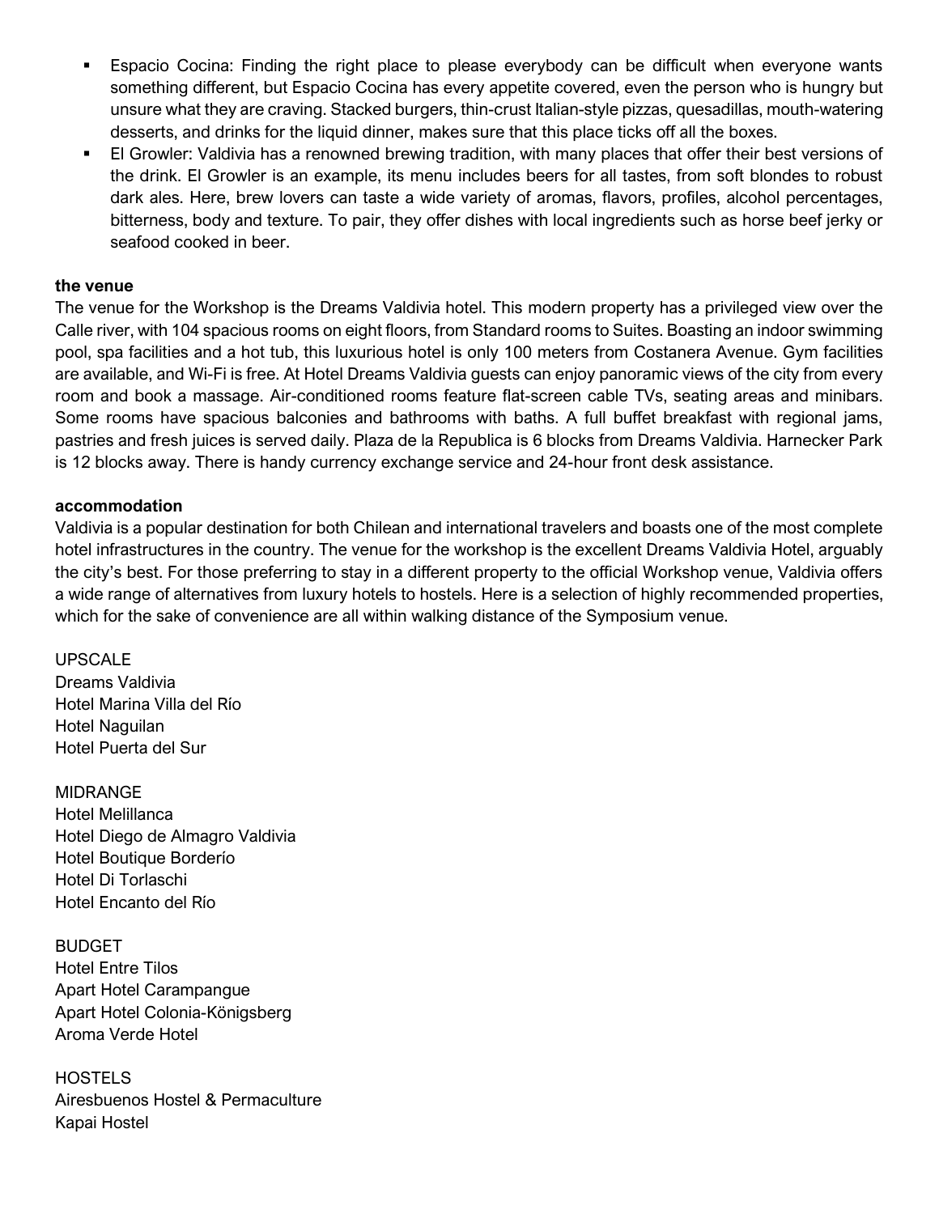- Espacio Cocina: Finding the right place to please everybody can be difficult when everyone wants something different, but Espacio Cocina has every appetite covered, even the person who is hungry but unsure what they are craving. Stacked burgers, thin-crust Italian-style pizzas, quesadillas, mouth-watering desserts, and drinks for the liquid dinner, makes sure that this place ticks off all the boxes.
- El Growler: Valdivia has a renowned brewing tradition, with many places that offer their best versions of the drink. El Growler is an example, its menu includes beers for all tastes, from soft blondes to robust dark ales. Here, brew lovers can taste a wide variety of aromas, flavors, profiles, alcohol percentages, bitterness, body and texture. To pair, they offer dishes with local ingredients such as horse beef jerky or seafood cooked in beer.

**the venue**

The venue for the Workshop is the Dreams Valdivia hotel. This modern property has a privileged view over the Calle river, with 104 spacious rooms on eight floors, from Standard rooms to Suites. Boasting an indoor swimming pool, spa facilities and a hot tub, this luxurious hotel is only 100 meters from Costanera Avenue. Gym facilities are available, and Wi-Fi is free. At Hotel Dreams Valdivia guests can enjoy panoramic views of the city from every room and book a massage. Air-conditioned rooms feature flat-screen cable TVs, seating areas and minibars. Some rooms have spacious balconies and bathrooms with baths. A full buffet breakfast with regional jams, pastries and fresh juices is served daily. Plaza de la Republica is 6 blocks from Dreams Valdivia. Harnecker Park is 12 blocks away. There is handy currency exchange service and 24-hour front desk assistance.

**accommodation**

Valdivia is a popular destination for both Chilean and international travelers and boasts one of the most complete hotel infrastructures in the country. The venue for the workshop is the excellent Dreams Valdivia Hotel, arguably the city's best. For those preferring to stay in a different property to the official Workshop venue, Valdivia offers a wide range of alternatives from luxury hotels to hostels. Here is a selection of highly recommended properties, which for the sake of convenience are all within walking distance of the Symposium venue.

UPSCALE  
Dreams Valdivia  
Hotel Marina Villa del Río  
Hotel Naguilan  
Hotel Puerta del Sur

MIDRANGE  
Hotel Melillanca  
Hotel Diego de Almagro Valdivia  
Hotel Boutique Borderío  
Hotel Di Torlaschi  
Hotel Encanto del Río

BUDGET  
Hotel Entre Tilos  
Apart Hotel Carampangue  
Apart Hotel Colonia-Königsberg  
Aroma Verde Hotel

HOSTELS  
Airesbuenos Hostel & Permaculture  
Kapai Hostel